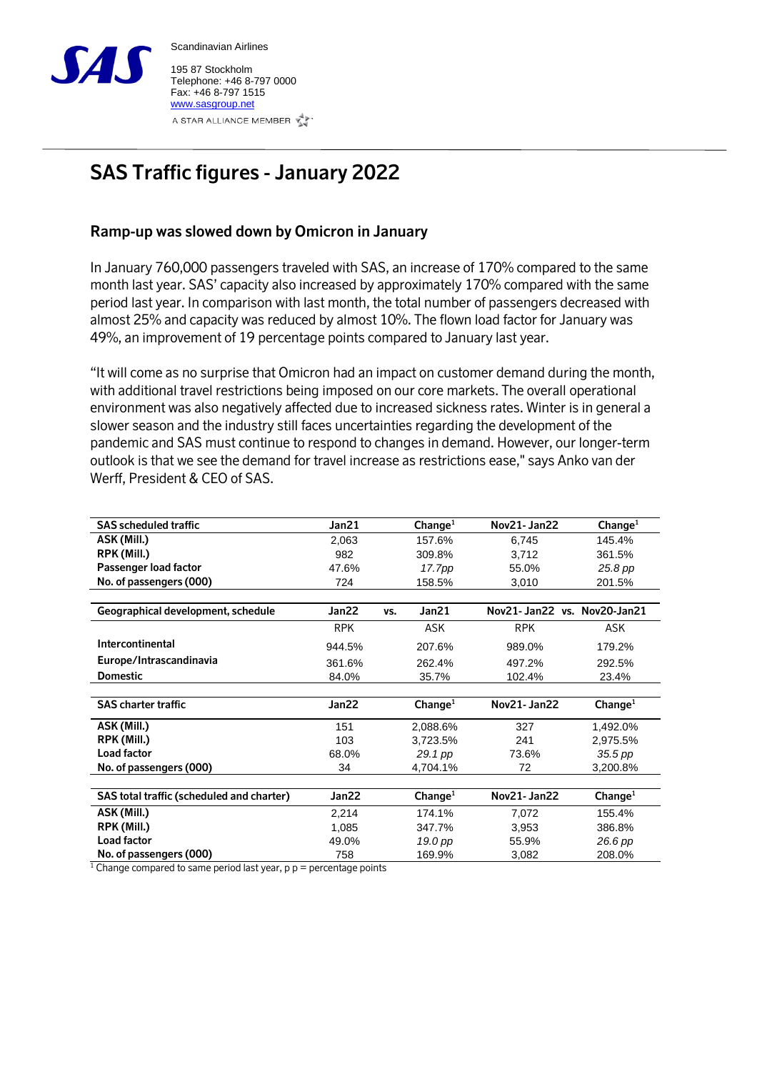Scandinavian Airlines

195 87 Stockholm
Telephone: +46 8-797 0000
Fax: +46 8-797 1515
www.sasgroup.net

A STAR ALLIANCE MEMBER

# SAS Traffic figures - January 2022

## Ramp-up was slowed down by Omicron in January

In January 760,000 passengers traveled with SAS, an increase of 170% compared to the same month last year. SAS' capacity also increased by approximately 170% compared with the same period last year. In comparison with last month, the total number of passengers decreased with almost 25% and capacity was reduced by almost 10%. The flown load factor for January was 49%, an improvement of 19 percentage points compared to January last year.

"It will come as no surprise that Omicron had an impact on customer demand during the month, with additional travel restrictions being imposed on our core markets. The overall operational environment was also negatively affected due to increased sickness rates. Winter is in general a slower season and the industry still faces uncertainties regarding the development of the pandemic and SAS must continue to respond to changes in demand. However, our longer-term outlook is that we see the demand for travel increase as restrictions ease," says Anko van der Werff, President & CEO of SAS.

| SAS scheduled traffic | Jan21 | Change[1] | Nov21- Jan22 | Change[1] |
|---|---|---|---|---|
| ASK (Mill.) | 2,063 | 157.6% | 6,745 | 145.4% |
| RPK (Mill.) | 982 | 309.8% | 3,712 | 361.5% |
| Passenger load factor | 47.6% | *17.7pp* | 55.0% | *25.8 pp* |
| No. of passengers (000) | 724 | 158.5% | 3,010 | 201.5% |

| Geographical development, schedule | Jan22 vs. | Jan21 | Nov21- Jan22 vs. | Nov20-Jan21 |
|---|---|---|---|---|
| | RPK | ASK | RPK | ASK |
| Intercontinental | 944.5% | 207.6% | 989.0% | 179.2% |
| Europe/Intrascandinavia | 361.6% | 262.4% | 497.2% | 292.5% |
| Domestic | 84.0% | 35.7% | 102.4% | 23.4% |

| SAS charter traffic | Jan22 | Change[1] | Nov21- Jan22 | Change[1] |
|---|---|---|---|---|
| ASK (Mill.) | 151 | 2,088.6% | 327 | 1,492.0% |
| RPK (Mill.) | 103 | 3,723.5% | 241 | 2,975.5% |
| Load factor | 68.0% | *29.1 pp* | 73.6% | *35.5 pp* |
| No. of passengers (000) | 34 | 4,704.1% | 72 | 3,200.8% |

| SAS total traffic (scheduled and charter) | Jan22 | Change[1] | Nov21- Jan22 | Change[1] |
|---|---|---|---|---|
| ASK (Mill.) | 2,214 | 174.1% | 7,072 | 155.4% |
| RPK (Mill.) | 1,085 | 347.7% | 3,953 | 386.8% |
| Load factor | 49.0% | *19.0 pp* | 55.9% | *26.6 pp* |
| No. of passengers (000) | 758 | 169.9% | 3,082 | 208.0% |

[1] Change compared to same period last year, p p = percentage points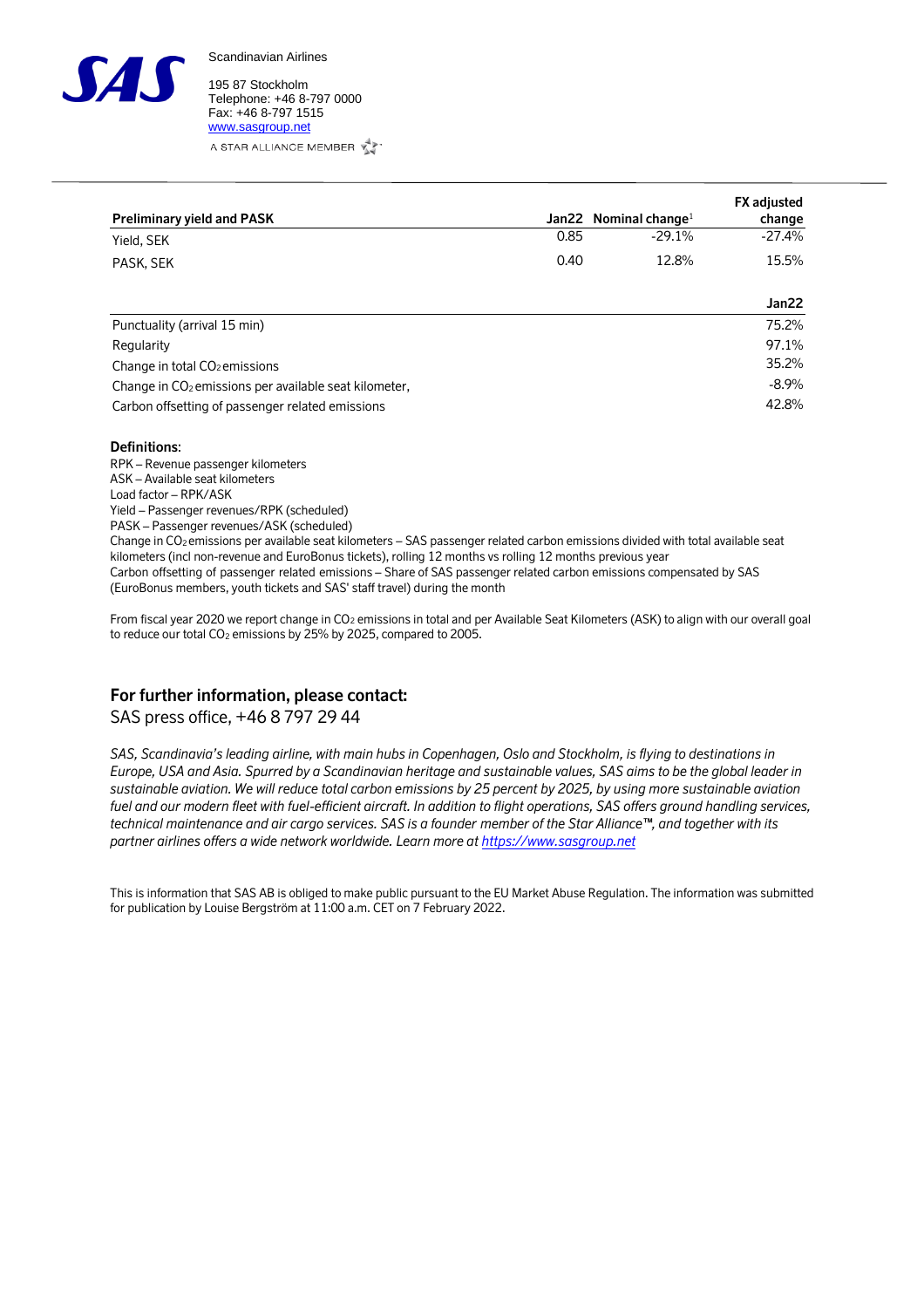Scandinavian Airlines

195 87 Stockholm
Telephone: +46 8-797 0000
Fax: +46 8-797 1515
www.sasgroup.net

A STAR ALLIANCE MEMBER

| Preliminary yield and PASK | Jan22 | Nominal change[1] | FX adjusted change |
|---|---|---|---|
| Yield, SEK | 0.85 | -29.1% | -27.4% |
| PASK, SEK | 0.40 | 12.8% | 15.5% |

| | Jan22 |
|---|---|
| Punctuality (arrival 15 min) | 75.2% |
| Regularity | 97.1% |
| Change in total $CO_2$ emissions | 35.2% |
| Change in $CO_2$ emissions per available seat kilometer, | -8.9% |
| Carbon offsetting of passenger related emissions | 42.8% |

**Definitions**:

RPK – Revenue passenger kilometers
ASK – Available seat kilometers
Load factor – RPK/ASK
Yield – Passenger revenues/RPK (scheduled)
PASK – Passenger revenues/ASK (scheduled)
Change in $CO_2$ emissions per available seat kilometers – SAS passenger related carbon emissions divided with total available seat kilometers (incl non-revenue and EuroBonus tickets), rolling 12 months vs rolling 12 months previous year
Carbon offsetting of passenger related emissions – Share of SAS passenger related carbon emissions compensated by SAS (EuroBonus members, youth tickets and SAS' staff travel) during the month

From fiscal year 2020 we report change in $CO_2$ emissions in total and per Available Seat Kilometers (ASK) to align with our overall goal to reduce our total $CO_2$ emissions by 25% by 2025, compared to 2005.

## For further information, please contact:

SAS press office, +46 8 797 29 44

*SAS, Scandinavia's leading airline, with main hubs in Copenhagen, Oslo and Stockholm, is flying to destinations in Europe, USA and Asia. Spurred by a Scandinavian heritage and sustainable values, SAS aims to be the global leader in sustainable aviation. We will reduce total carbon emissions by 25 percent by 2025, by using more sustainable aviation fuel and our modern fleet with fuel-efficient aircraft. In addition to flight operations, SAS offers ground handling services, technical maintenance and air cargo services. SAS is a founder member of the Star Alliance™, and together with its partner airlines offers a wide network worldwide. Learn more at https://www.sasgroup.net*

This is information that SAS AB is obliged to make public pursuant to the EU Market Abuse Regulation. The information was submitted for publication by Louise Bergström at 11:00 a.m. CET on 7 February 2022.